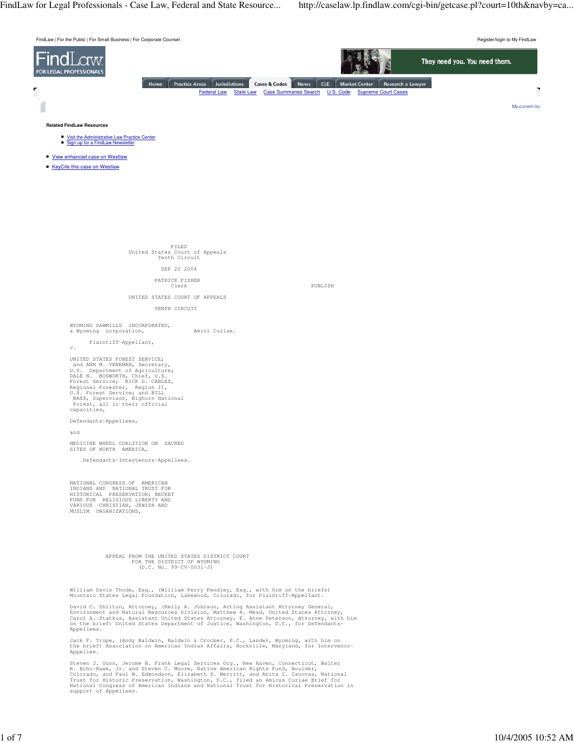FindLaw | For the Public | For Small Business | For Corporate Counsel

Register/login to My FindLaw

Home | Practice Areas | Jurisdictions | Cases & Codes | News | CLE | Market Center | Research a Lawyer

Federal Law | State Law | Case Summaries Search | U.S. Code | Supreme Court Cases

**Related FindLaw Resources**

- Visit the Administrative Law Practice Center
- Sign up for a FindLaw Newsletter

- View enhanced case on Westlaw
- KeyCite this case on Westlaw

FILED
United States Court of Appeals
Tenth Circuit

SEP 20 2004

PATRICK FISHER
Clerk

PUBLISH

UNITED STATES COURT OF APPEALS

TENTH CIRCUIT

WYOMING SAWMILLS INCORPORATED, a Wyoming corporation,

Plaintiff-Appellant,

v.

UNITED STATES FOREST SERVICE; and ANN M. VENEMAN, Secretary, U.S. Department of Agriculture; DALE N. BOSWORTH, Chief, U.S. Forest Service; RICK D. CABLES, Regional Forester, Region II, U.S. Forest Service; and BILL BASS, Supervisor, Bighorn National Forest, all in their official capacities,

Defendants-Appellees,

and

MEDICINE WHEEL COALITION ON SACRED SITES OF NORTH AMERICA,

Defendants-Intervenors-Appellees.

NATIONAL CONGRESS OF AMERICAN INDIANS AND NATIONAL TRUST FOR HISTORICAL PRESERVATION; BECKET FUND FOR RELIGIOUS LIBERTY AND VARIOUS CHRISTIAN, JEWISH AND MUSLIM ORGANIZATIONS,

Amici Curiae.

APPEAL FROM THE UNITED STATES DISTRICT COURT
FOR THE DISTRICT OF WYOMING
(D.C. No. 99-CV-0031-J)

William Davis Thode, Esq., (William Perry Pendley, Esq., with him on the briefs) Mountain States Legal Foundation, Lakewood, Colorado, for Plaintiff-Appellant.

David C. Shilton, Attorney, (Kelly A. Johnson, Acting Assistant Attorney General, Environment and Natural Resources Division, Matthew H. Mead, United States Attorney, Carol A. Statkus, Assistant United States Attorney, E. Anne Peterson, Attorney, with him on the brief) United States Department of Justice, Washington, D.C., for Defendants-Appellees.

Jack F. Trope, (Andy Baldwin, Baldwin & Crocker, P.C., Lander, Wyoming, with him on the brief) Association on American Indian Affairs, Rockville, Maryland, for Intervenor-Appellee.

Steven J. Gunn, Jerome N. Frank Legal Services Org., New Haven, Connecticut, Walter R. Echo-Hawk, Jr. and Steven C. Moore, Native American Rights Fund, Boulder, Colorado, and Paul W. Edmondson, Elizabeth S. Merritt, and Anita C. Canovas, National Trust for Historic Preservation, Washington, D.C., filed an Amicus Curiae Brief for National Congress of American Indians and National Trust for Historical Preservation in support of Appellees.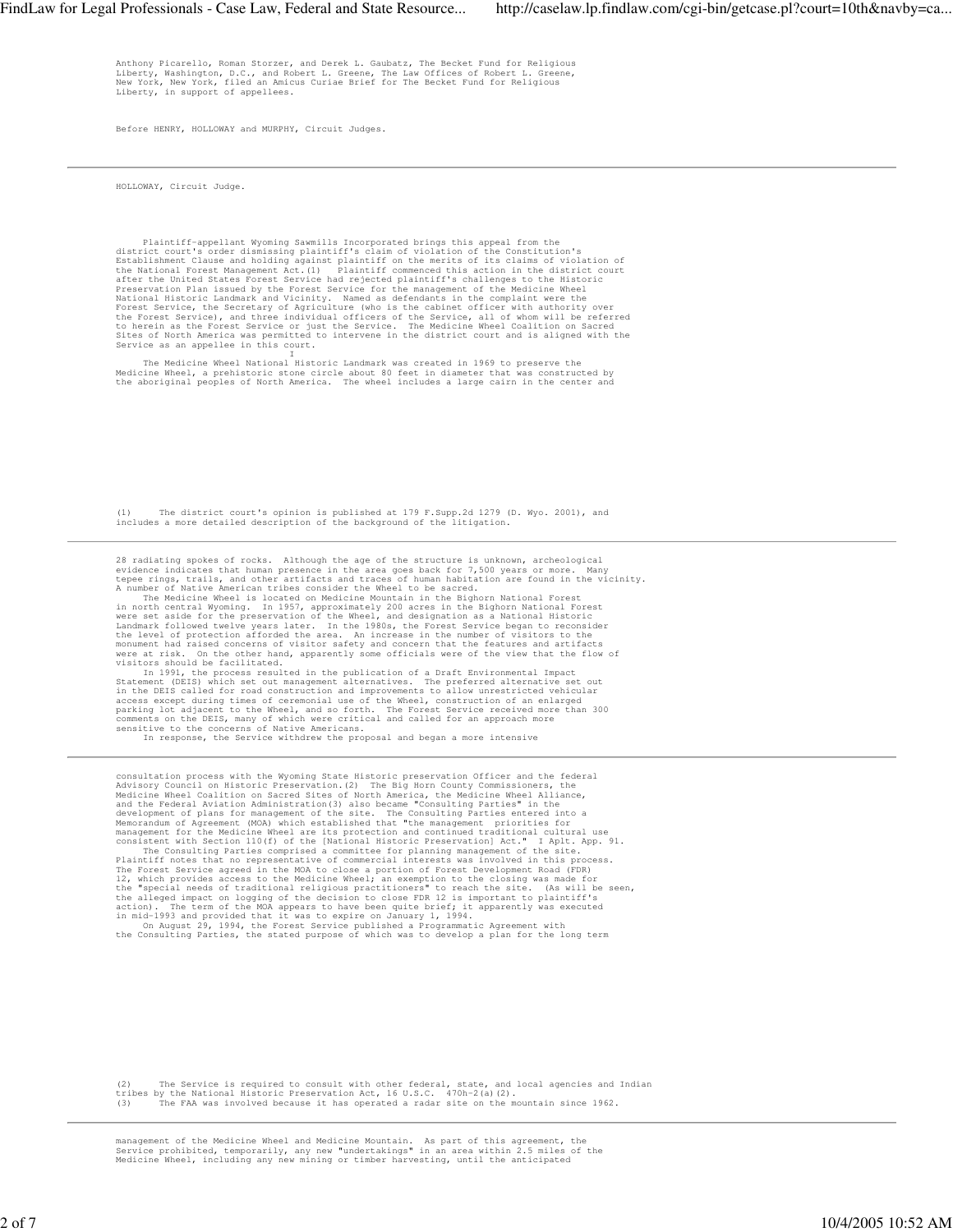Anthony Picarello, Roman Storzer, and Derek L. Gaubatz, The Becket Fund for Religious Liberty, Washington, D.C., and Robert L. Greene, The Law Offices of Robert L. Greene, New York, New York, filed an Amicus Curiae Brief for The Becket Fund for Religious Liberty, in support of appellees.

Before HENRY, HOLLOWAY and MURPHY, Circuit Judges.

---

HOLLOWAY, Circuit Judge.

Plaintiff-appellant Wyoming Sawmills Incorporated brings this appeal from the district court's order dismissing plaintiff's claim of violation of the Constitution's Establishment Clause and holding against plaintiff on the merits of its claims of violation of the National Forest Management Act.(1) Plaintiff commenced this action in the district court after the United States Forest Service had rejected plaintiff's challenges to the Historic Preservation Plan issued by the Forest Service for the management of the Medicine Wheel National Historic Landmark and Vicinity. Named as defendants in the complaint were the Forest Service, the Secretary of Agriculture (who is the cabinet officer with authority over the Forest Service), and three individual officers of the Service, all of whom will be referred to herein as the Forest Service or just the Service. The Medicine Wheel Coalition on Sacred Sites of North America was permitted to intervene in the district court and is aligned with the Service as an appellee in this court.

I

The Medicine Wheel National Historic Landmark was created in 1969 to preserve the Medicine Wheel, a prehistoric stone circle about 80 feet in diameter that was constructed by the aboriginal peoples of North America. The wheel includes a large cairn in the center and 28 radiating spokes of rocks. Although the age of the structure is unknown, archeological evidence indicates that human presence in the area goes back for 7,500 years or more. Many tepee rings, trails, and other artifacts and traces of human habitation are found in the vicinity. A number of Native American tribes consider the Wheel to be sacred.

The Medicine Wheel is located on Medicine Mountain in the Bighorn National Forest in north central Wyoming. In 1957, approximately 200 acres in the Bighorn National Forest were set aside for the preservation of the Wheel, and designation as a National Historic Landmark followed twelve years later. In the 1980s, the Forest Service began to reconsider the level of protection afforded the area. An increase in the number of visitors to the monument had raised concerns of visitor safety and concern that the features and artifacts were at risk. On the other hand, apparently some officials were of the view that the flow of visitors should be facilitated.

In 1991, the process resulted in the publication of a Draft Environmental Impact Statement (DEIS) which set out management alternatives. The preferred alternative set out in the DEIS called for road construction and improvements to allow unrestricted vehicular access except during times of ceremonial use of the Wheel, construction of an enlarged parking lot adjacent to the Wheel, and so forth. The Forest Service received more than 300 comments on the DEIS, many of which were critical and called for an approach more sensitive to the concerns of Native Americans.

In response, the Service withdrew the proposal and began a more intensive consultation process with the Wyoming State Historic preservation Officer and the federal Advisory Council on Historic Preservation.(2) The Big Horn County Commissioners, the Medicine Wheel Coalition on Sacred Sites of North America, the Medicine Wheel Alliance, and the Federal Aviation Administration(3) also became "Consulting Parties" in the development of plans for management of the site. The Consulting Parties entered into a Memorandum of Agreement (MOA) which established that "the management priorities for management for the Medicine Wheel are its protection and continued traditional cultural use consistent with Section 110(f) of the [National Historic Preservation] Act." I Aplt. App. 91.

The Consulting Parties comprised a committee for planning management of the site. Plaintiff notes that no representative of commercial interests was involved in this process. The Forest Service agreed in the MOA to close a portion of Forest Development Road (FDR) 12, which provides access to the Medicine Wheel; an exemption to the closing was made for the "special needs of traditional religious practitioners" to reach the site. (As will be seen, the alleged impact on logging of the decision to close FDR 12 is important to plaintiff's action). The term of the MOA appears to have been quite brief; it apparently was executed in mid-1993 and provided that it was to expire on January 1, 1994.

On August 29, 1994, the Forest Service published a Programmatic Agreement with the Consulting Parties, the stated purpose of which was to develop a plan for the long term management of the Medicine Wheel and Medicine Mountain. As part of this agreement, the Service prohibited, temporarily, any new "undertakings" in an area within 2.5 miles of the Medicine Wheel, including any new mining or timber harvesting, until the anticipated

---

(1) The district court's opinion is published at 179 F.Supp.2d 1279 (D. Wyo. 2001), and includes a more detailed description of the background of the litigation.

(2) The Service is required to consult with other federal, state, and local agencies and Indian tribes by the National Historic Preservation Act, 16 U.S.C. 470h-2(a)(2).

(3) The FAA was involved because it has operated a radar site on the mountain since 1962.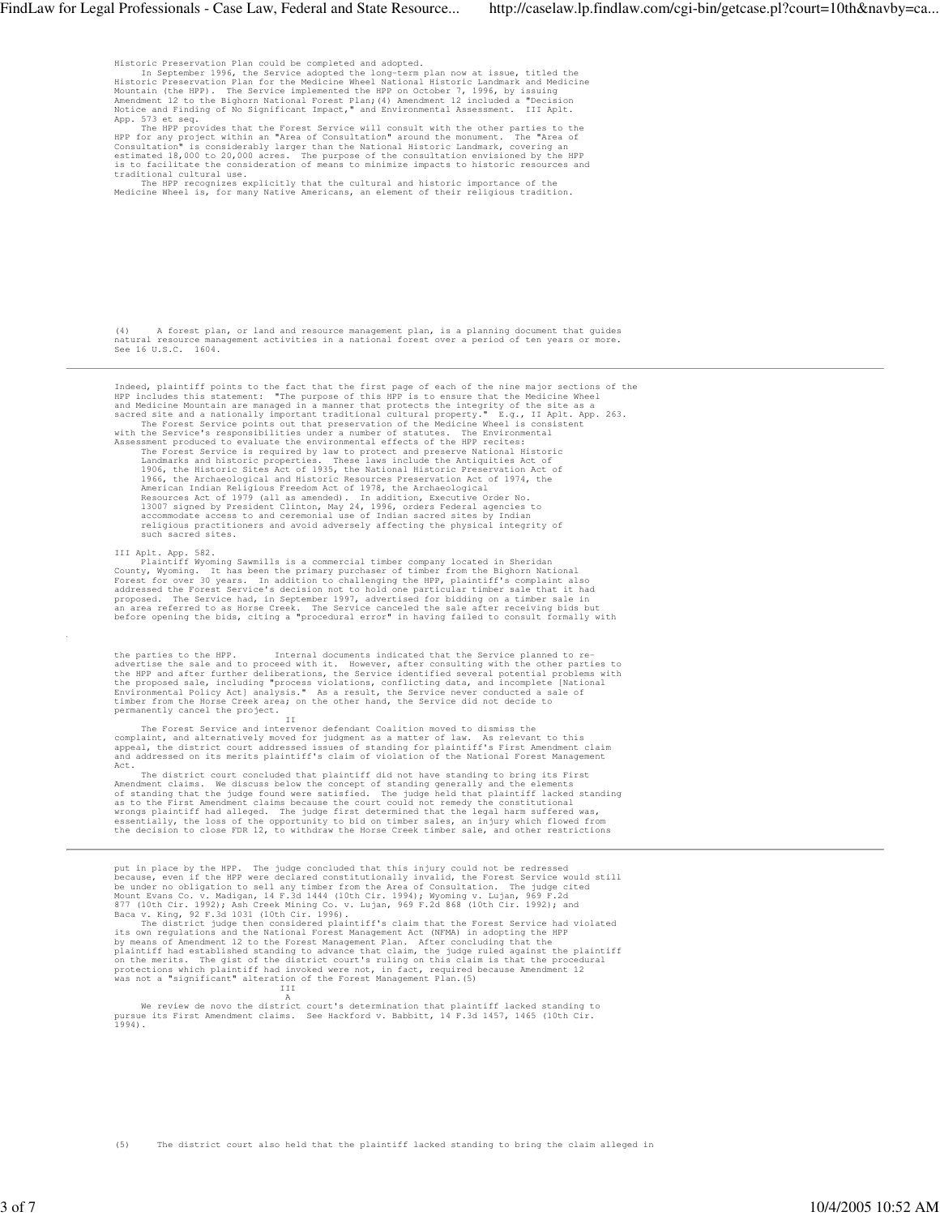Historic Preservation Plan could be completed and adopted.

In September 1996, the Service adopted the long-term plan now at issue, titled the Historic Preservation Plan for the Medicine Wheel National Historic Landmark and Medicine Mountain (the HPP). The Service implemented the HPP on October 7, 1996, by issuing Amendment 12 to the Bighorn National Forest Plan;(4) Amendment 12 included a "Decision Notice and Finding of No Significant Impact," and Environmental Assessment. III Aplt. App. 573 et seq.

The HPP provides that the Forest Service will consult with the other parties to the HPP for any project within an "Area of Consultation" around the monument. The "Area of Consultation" is considerably larger than the National Historic Landmark, covering an estimated 18,000 to 20,000 acres. The purpose of the consultation envisioned by the HPP is to facilitate the consideration of means to minimize impacts to historic resources and traditional cultural use.

The HPP recognizes explicitly that the cultural and historic importance of the Medicine Wheel is, for many Native Americans, an element of their religious tradition.

(4) A forest plan, or land and resource management plan, is a planning document that guides natural resource management activities in a national forest over a period of ten years or more. See 16 U.S.C. 1604.

---

Indeed, plaintiff points to the fact that the first page of each of the nine major sections of the HPP includes this statement: "The purpose of this HPP is to ensure that the Medicine Wheel and Medicine Mountain are managed in a manner that protects the integrity of the site as a sacred site and a nationally important traditional cultural property." E.g., II Aplt. App. 263.

The Forest Service points out that preservation of the Medicine Wheel is consistent with the Service's responsibilities under a number of statutes. The Environmental Assessment produced to evaluate the environmental effects of the HPP recites:

> The Forest Service is required by law to protect and preserve National Historic Landmarks and historic properties. These laws include the Antiquities Act of 1906, the Historic Sites Act of 1935, the National Historic Preservation Act of 1966, the Archaeological and Historic Resources Preservation Act of 1974, the American Indian Religious Freedom Act of 1978, the Archaeological Resources Act of 1979 (all as amended). In addition, Executive Order No. 13007 signed by President Clinton, May 24, 1996, orders Federal agencies to accommodate access to and ceremonial use of Indian sacred sites by Indian religious practitioners and avoid adversely affecting the physical integrity of such sacred sites.

III Aplt. App. 582.

Plaintiff Wyoming Sawmills is a commercial timber company located in Sheridan County, Wyoming. It has been the primary purchaser of timber from the Bighorn National Forest for over 30 years. In addition to challenging the HPP, plaintiff's complaint also addressed the Forest Service's decision not to hold one particular timber sale that it had proposed. The Service had, in September 1997, advertised for bidding on a timber sale in an area referred to as Horse Creek. The Service canceled the sale after receiving bids but before opening the bids, citing a "procedural error" in having failed to consult formally with the parties to the HPP. Internal documents indicated that the Service planned to re-advertise the sale and to proceed with it. However, after consulting with the other parties to the HPP and after further deliberations, the Service identified several potential problems with the proposed sale, including "process violations, conflicting data, and incomplete [National Environmental Policy Act] analysis." As a result, the Service never conducted a sale of timber from the Horse Creek area; on the other hand, the Service did not decide to permanently cancel the project.

## II

The Forest Service and intervenor defendant Coalition moved to dismiss the complaint, and alternatively moved for judgment as a matter of law. As relevant to this appeal, the district court addressed issues of standing for plaintiff's First Amendment claim and addressed on its merits plaintiff's claim of violation of the National Forest Management Act.

The district court concluded that plaintiff did not have standing to bring its First Amendment claims. We discuss below the concept of standing generally and the elements of standing that the judge found were satisfied. The judge held that plaintiff lacked standing as to the First Amendment claims because the court could not remedy the constitutional wrongs plaintiff had alleged. The judge first determined that the legal harm suffered was, essentially, the loss of the opportunity to bid on timber sales, an injury which flowed from the decision to close FDR 12, to withdraw the Horse Creek timber sale, and other restrictions

---

put in place by the HPP. The judge concluded that this injury could not be redressed because, even if the HPP were declared constitutionally invalid, the Forest Service would still be under no obligation to sell any timber from the Area of Consultation. The judge cited Mount Evans Co. v. Madigan, 14 F.3d 1444 (10th Cir. 1994); Wyoming v. Lujan, 969 F.2d 877 (10th Cir. 1992); Ash Creek Mining Co. v. Lujan, 969 F.2d 868 (10th Cir. 1992); and Baca v. King, 92 F.3d 1031 (10th Cir. 1996).

The district judge then considered plaintiff's claim that the Forest Service had violated its own regulations and the National Forest Management Act (NFMA) in adopting the HPP by means of Amendment 12 to the Forest Management Plan. After concluding that the plaintiff had established standing to advance that claim, the judge ruled against the plaintiff on the merits. The gist of the district court's ruling on this claim is that the procedural protections which plaintiff had invoked were not, in fact, required because Amendment 12 was not a "significant" alteration of the Forest Management Plan.(5)

## III

### A

We review de novo the district court's determination that plaintiff lacked standing to pursue its First Amendment claims. See Hackford v. Babbitt, 14 F.3d 1457, 1465 (10th Cir. 1994).

(5) The district court also held that the plaintiff lacked standing to bring the claim alleged in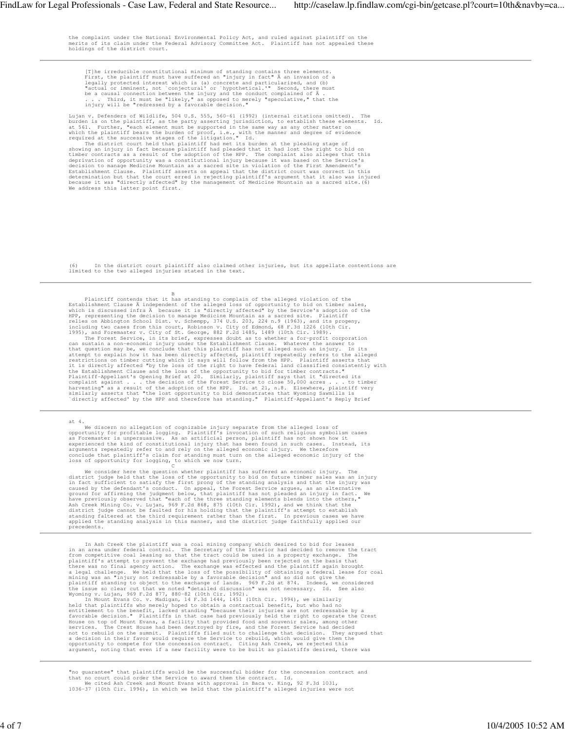the complaint under the National Environmental Policy Act, and ruled against plaintiff on the merits of its claim under the Federal Advisory Committee Act. Plaintiff has not appealed these holdings of the district court.

> [T]he irreducible constitutional minimum of standing contains three elements. First, the plaintiff must have suffered an "injury in fact" Ä an invasion of a legally protected interest which is (a) concrete and particularized, and (b) "actual or imminent, not 'conjectural' or 'hypothetical.'" Second, there must be a causal connection between the injury and the conduct complained of Ä . . . . Third, it must be "likely," as opposed to merely "speculative," that the injury will be "redressed by a favorable decision."

Lujan v. Defenders of Wildlife, 504 U.S. 555, 560-61 (1992) (internal citations omitted). The burden is on the plaintiff, as the party asserting jurisdiction, to establish these elements. Id. at 561. Further, "each element must be supported in the same way as any other matter on which the plaintiff bears the burden of proof, i.e., with the manner and degree of evidence required at the successive stages of the litigation." Id.

The district court held that plaintiff had met its burden at the pleading stage of showing an injury in fact because plaintiff had pleaded that it had lost the right to bid on timber contracts as a result of the adoption of the HPP. The complaint also alleges that this deprivation of opportunity was a constitutional injury because it was based on the Service's decision to manage Medicine Mountain as a sacred site in violation of the First Amendment's Establishment Clause. Plaintiff asserts on appeal that the district court was correct in this determination but that the court erred in rejecting plaintiff's argument that it also was injured because it was "directly affected" by the management of Medicine Mountain as a sacred site.(6) We address this latter point first.

(6) In the district court plaintiff also claimed other injuries, but its appellate contentions are limited to the two alleged injuries stated in the text.

B

Plaintiff contends that it has standing to complain of the alleged violation of the Establishment Clause Ä independent of the alleged loss of opportunity to bid on timber sales, which is discussed infra Ä because it is "directly affected" by the Service's adoption of the HPP, representing the decision to manage Medicine Mountain as a sacred site. Plaintiff relies on Abbington School Dist. v. Schempp, 374 U.S. 203, 224 n.9 (1963), and its progeny, including two cases from this court, Robinson v. City of Edmond, 68 F.3d 1226 (10th Cir. 1995), and Foremaster v. City of St. George, 882 F.2d 1485, 1489 (10th Cir. 1989).

The Forest Service, in its brief, expresses doubt as to whether a for-profit corporation can sustain a non-economic injury under the Establishment Clause. Whatever the answer to that question may be, we conclude that this plaintiff has not alleged such an injury. In its attempt to explain how it has been directly affected, plaintiff repeatedly refers to the alleged restrictions on timber cutting which it says will follow from the HPP. Plaintiff asserts that it is directly affected "by the loss of the right to have federal land classified consistently with the Establishment Clause and the loss of the opportunity to bid for timber contracts." Plaintiff-Appellant's Opening Brief at 20. Similarly, plaintiff says that it "directed its complaint against . . . the decision of the Forest Service to close 50,000 acres . . . to timber harvesting" as a result of the adoption of the HPP. Id. at 21, n.8. Elsewhere, plaintiff very similarly asserts that "the lost opportunity to bid demonstrates that Wyoming Sawmills is 'directly affected' by the HPP and therefore has standing." Plaintiff-Appellant's Reply Brief at 4.

We discern no allegation of cognizable injury separate from the alleged loss of opportunity for profitable logging. Plaintiff's invocation of such religious symbolism cases as Foremaster is unpersuasive. As an artificial person, plaintiff has not shown how it experienced the kind of constitutional injury that has been found in such cases. Instead, its arguments repeatedly refer to and rely on the alleged economic injury. We therefore conclude that plaintiff's claim for standing must turn on the alleged economic injury of the loss of opportunity for logging, to which we now turn.

C

We consider here the question whether plaintiff has suffered an economic injury. The district judge held that the loss of the opportunity to bid on future timber sales was an injury in fact sufficient to satisfy the first prong of the standing analysis and that the injury was caused by the defendant's conduct. On appeal, the Forest Service argues, as an alternative ground for affirming the judgment below, that plaintiff has not pleaded an injury in fact. We have previously observed that "each of the three standing elements blends into the others," Ash Creek Mining Co. v. Lujan, 969 F.2d 868, 875 (10th Cir. 1992), and we think that the district judge cannot be faulted for his holding that the plaintiff's attempt to establish standing faltered at the third requirement rather than the first. In previous cases we have applied the standing analysis in this manner, and the district judge faithfully applied our precedents.

In Ash Creek the plaintiff was a coal mining company which desired to bid for leases in an area under federal control. The Secretary of the Interior had decided to remove the tract from competitive coal leasing so that the tract could be used in a property exchange. The plaintiff's attempt to prevent the exchange had previously been rejected on the basis that there was no final agency action. The exchange was effected and the plaintiff again brought a legal challenge. We held that the loss of the possibility of obtaining a federal lease for coal mining was an "injury not redressable by a favorable decision" and so did not give the plaintiff standing to object to the exchange of lands. 969 F.2d at 874. Indeed, we considered the issue so clear cut that we noted "detailed discussion" was not necessary. Id. See also Wyoming v. Lujan, 969 F.2d 877, 880-82 (10th Cir. 1992).

In Mount Evans Co. v. Madigan, 14 F.3d 1444, 1451 (10th Cir. 1994), we similarly held that plaintiffs who merely hoped to obtain a contractual benefit, but who had no entitlement to the benefit, lacked standing "because their injuries are not redressable by a favorable decision." Plaintiffs in that case had previously held the right to operate the Crest House on top of Mount Evans, a facility that provided food and souvenir sales, among other services. The Crest House had been destroyed by fire, and the Forest Service had decided not to rebuild on the summit. Plaintiffs filed suit to challenge that decision. They argued that a decision in their favor would require the Service to rebuild, which would give them the opportunity to compete for the concession contract. Citing Ash Creek, we rejected this argument, noting that even if a new facility were to be built as plaintiffs desired, there was "no guarantee" that plaintiffs would be the successful bidder for the concession contract and that no court could order the Service to award them the contract. Id.

We cited Ash Creek and Mount Evans with approval in Baca v. King, 92 F.3d 1031, 1036-37 (10th Cir. 1996), in which we held that the plaintiff's alleged injuries were not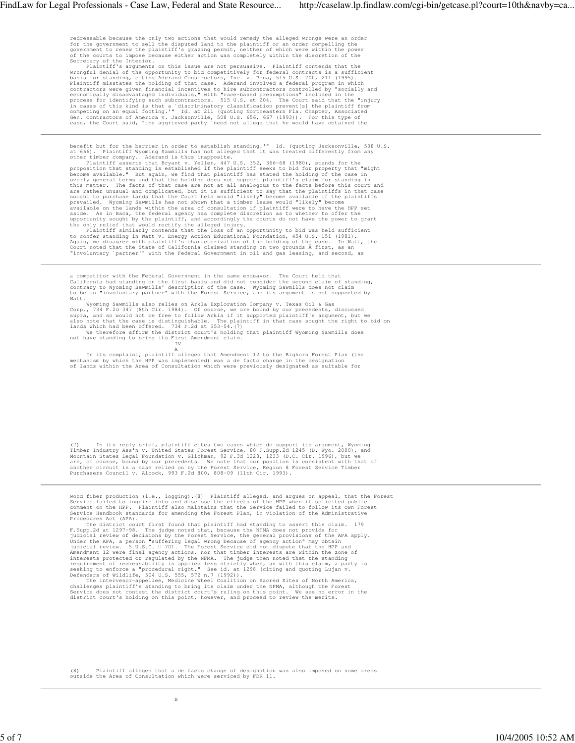redressable because the only two actions that would remedy the alleged wrongs were an order for the government to sell the disputed land to the plaintiff or an order compelling the government to renew the plaintiff's grazing permit, neither of which were within the power of the courts to impose because either action was completely within the discretion of the Secretary of the Interior.

Plaintiff's arguments on this issue are not persuasive. Plaintiff contends that the wrongful denial of the opportunity to bid competitively for federal contracts is a sufficient basis for standing, citing Aderand Constructors, Inc. v. Pena, 515 U.S. 200, 211 (1995). Plaintiff misstates the holding of that case. Aderand involved a federal program in which contractors were given financial incentives to hire subcontractors controlled by "socially and economically disadvantaged individuals," with "race-based presumptions" included in the process for identifying such subcontractors. 515 U.S. at 204. The Court said that the "injury in cases of this kind is that a `discriminatory classification prevent[s] the plaintiff from competing on an equal footing.'" Id. at 211 (quoting Northeastern Fla. Chapter, Associated Gen. Contractors of America v. Jacksonville, 508 U.S. 656, 667 (1993)). For this type of case, the Court said, "the aggrieved party `need not allege that he would have obtained the benefit but for the barrier in order to establish standing.'" Id. (quoting Jacksonville, 508 U.S. at 666). Plaintiff Wyoming Sawmills has not alleged that it was treated differently from any other timber company. Aderand is thus inapposite.

Plaintiff asserts that Bryant v. Yellen, 447 U.S. 352, 366-68 (1980), stands for the proposition that standing is established if the plaintiff seeks to bid for property that "might become available." But again, we find that plaintiff has stated the holding of the case in overly general terms and that the holding does not support plaintiff's claim for standing in this matter. The facts of that case are not at all analogous to the facts before this court and are rather unusual and complicated, but it is sufficient to say that the plaintiffs in that case sought to purchase lands that the Court held would "likely" become available if the plaintiffs prevailed. Wyoming Sawmills has not shown that a timber lease would "likely" become available on the lands within the area of consultation if plaintiff were to have the HPP set aside. As in Baca, the federal agency has complete discretion as to whether to offer the opportunity sought by the plaintiff, and accordingly the courts do not have the power to grant the only relief that would rectify the alleged injury.

Plaintiff similarly contends that the loss of an opportunity to bid was held sufficient to confer standing in Watt v. Energy Action Educational Foundation, 454 U.S. 151 (1981). Again, we disagree with plaintiff's characterization of the holding of the case. In Watt, the Court noted that the State of California claimed standing on two grounds Ã first, as an "involuntary `partner'" with the Federal Government in oil and gas leasing, and second, as a competitor with the Federal Government in the same endeavor. The Court held that California had standing on the first basis and did not consider the second claim of standing, contrary to Wyoming Sawmills' description of the case. Wyoming Sawmills does not claim to be an "involuntary partner" with the Forest Service, and its argument is not supported by Watt.

Wyoming Sawmills also relies on Arkla Exploration Company v. Texas Oil & Gas Corp., 734 F.2d 347 (8th Cir. 1984). Of course, we are bound by our precedents, discussed supra, and so would not be free to follow Arkla if it supported plaintiff's argument, but we also note that the case is distinguishable. The plaintiff in that case sought the right to bid on lands which had been offered. 734 F.2d at 353-54.(7)

We therefore affirm the district court's holding that plaintiff Wyoming Sawmills does not have standing to bring its First Amendment claim.

IV

A

In its complaint, plaintiff alleged that Amendment 12 to the Bighorn Forest Plan (the mechanism by which the HPP was implemented) was a de facto change in the designation of lands within the Area of Consultation which were previously designated as suitable for wood fiber production (i.e., logging).(8) Plaintiff alleged, and argues on appeal, that the Forest Service failed to inquire into and disclose the effects of the HPP when it solicited public comment on the HPP. Plaintiff also maintains that the Service failed to follow its own Forest Service Handbook standards for amending the Forest Plan, in violation of the Administrative Procedures Act (APA).

The district court first found that plaintiff had standing to assert this claim. 179 F.Supp.2d at 1297-98. The judge noted that, because the NFMA does not provide for judicial review of decisions by the Forest Service, the general provisions of the APA apply. Under the APA, a person "suffering legal wrong because of agency action" may obtain judicial review. 5 U.S.C. § 701. The Forest Service did not dispute that the HPP and Amendment 12 were final agency actions, nor that timber interests are within the zone of interests protected or regulated by the NFMA. The judge then noted that the standing requirement of redressability is applied less strictly when, as with this claim, a party is seeking to enforce a "procedural right." See id. at 1298 (citing and quoting Lujan v. Defenders of Wildlife, 504 U.S. 555, 572 n.7 (1992)).

The intervenor-appellee, Medicine Wheel Coalition on Sacred Sites of North America, challenges plaintiff's standing to bring its claim under the NFMA, although the Forest Service does not contest the district court's ruling on this point. We see no error in the district court's holding on this point, however, and proceed to review the merits.

B

---

(7) In its reply brief, plaintiff cites two cases which do support its argument, Wyoming Timber Industry Ass'n v. United States Forest Service, 80 F.Supp.2d 1245 (D. Wyo. 2000), and Mountain States Legal Foundation v. Glickman, 92 F.3d 1228, 1233 (D.C. Cir. 1996), but we are, of course, bound by our precedents. We note that our position is consistent with that of another circuit in a case relied on by the Forest Service, Region 8 Forest Service Timber Purchasers Council v. Alcock, 993 F.2d 800, 808-09 (11th Cir. 1993).

(8) Plaintiff alleged that a de facto change of designation was also imposed on some areas outside the Area of Consultation which were serviced by FDR 11.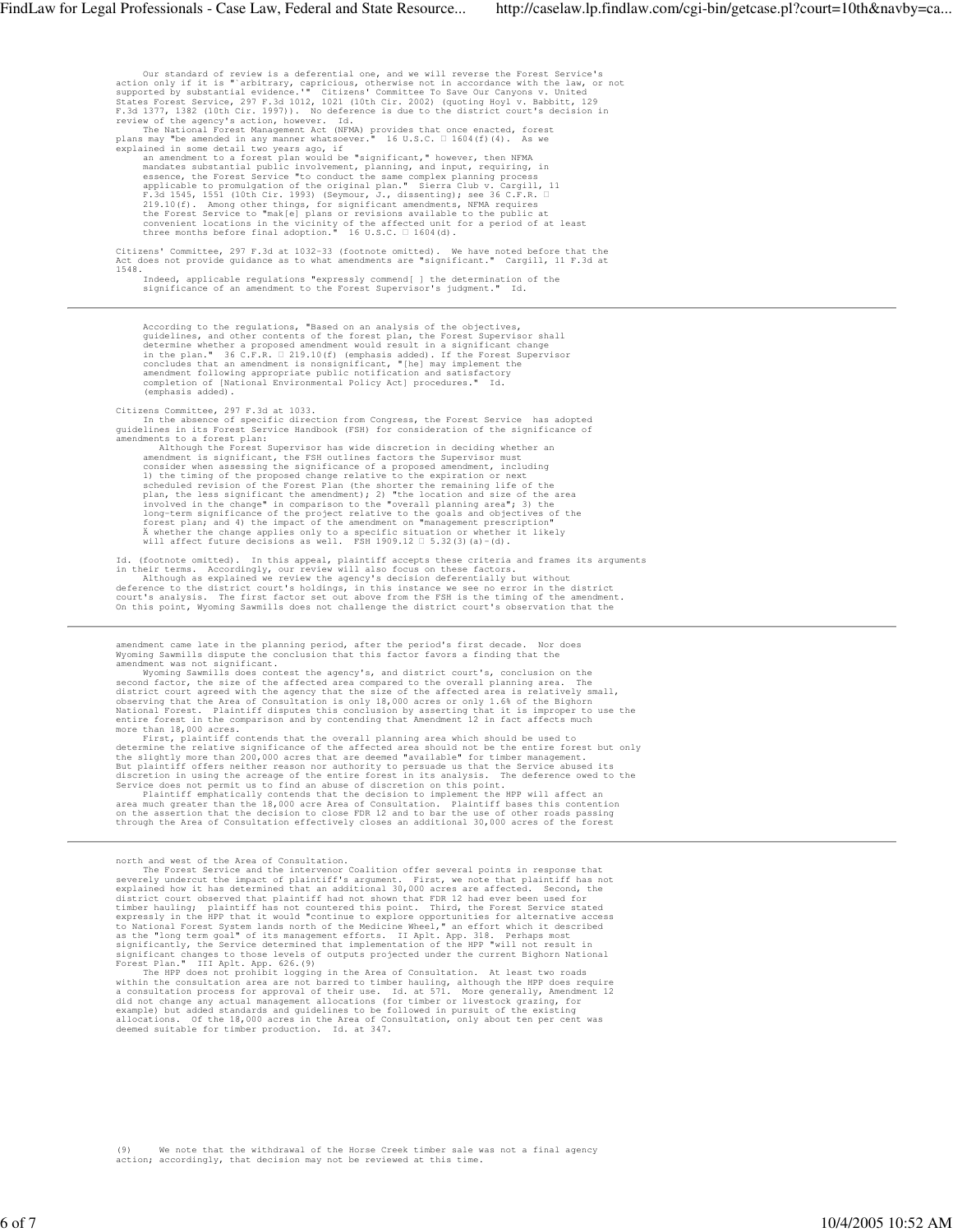Our standard of review is a deferential one, and we will reverse the Forest Service's action only if it is "`arbitrary, capricious, otherwise not in accordance with the law, or not supported by substantial evidence.'" Citizens' Committee To Save Our Canyons v. United States Forest Service, 297 F.3d 1012, 1021 (10th Cir. 2002) (quoting Hoyl v. Babbitt, 129 F.3d 1377, 1382 (10th Cir. 1997)). No deference is due to the district court's decision in review of the agency's action, however. Id.

The National Forest Management Act (NFMA) provides that once enacted, forest plans may "be amended in any manner whatsoever." 16 U.S.C. § 1604(f)(4). As we explained in some detail two years ago, if

> an amendment to a forest plan would be "significant," however, then NFMA mandates substantial public involvement, planning, and input, requiring, in essence, the Forest Service "to conduct the same complex planning process applicable to promulgation of the original plan." Sierra Club v. Cargill, 11 F.3d 1545, 1551 (10th Cir. 1993) (Seymour, J., dissenting); see 36 C.F.R. § 219.10(f). Among other things, for significant amendments, NFMA requires the Forest Service to "mak[e] plans or revisions available to the public at convenient locations in the vicinity of the affected unit for a period of at least three months before final adoption." 16 U.S.C. § 1604(d).

Citizens' Committee, 297 F.3d at 1032-33 (footnote omitted). We have noted before that the Act does not provide guidance as to what amendments are "significant." Cargill, 11 F.3d at 1548.

> Indeed, applicable regulations "expressly commend[ ] the determination of the significance of an amendment to the Forest Supervisor's judgment." Id.

> According to the regulations, "Based on an analysis of the objectives, guidelines, and other contents of the forest plan, the Forest Supervisor shall determine whether a proposed amendment would result in a significant change in the plan." 36 C.F.R. § 219.10(f) (emphasis added). If the Forest Supervisor concludes that an amendment is nonsignificant, "[he] may implement the amendment following appropriate public notification and satisfactory completion of [National Environmental Policy Act] procedures." Id. (emphasis added).

Citizens Committee, 297 F.3d at 1033.

In the absence of specific direction from Congress, the Forest Service has adopted guidelines in its Forest Service Handbook (FSH) for consideration of the significance of amendments to a forest plan:

> Although the Forest Supervisor has wide discretion in deciding whether an amendment is significant, the FSH outlines factors the Supervisor must consider when assessing the significance of a proposed amendment, including 1) the timing of the proposed change relative to the expiration or next scheduled revision of the Forest Plan (the shorter the remaining life of the plan, the less significant the amendment); 2) "the location and size of the area involved in the change" in comparison to the "overall planning area"; 3) the long-term significance of the project relative to the goals and objectives of the forest plan; and 4) the impact of the amendment on "management prescription" Ã whether the change applies only to a specific situation or whether it likely will affect future decisions as well. FSH 1909.12 § 5.32(3)(a)-(d).

Id. (footnote omitted). In this appeal, plaintiff accepts these criteria and frames its arguments in their terms. Accordingly, our review will also focus on these factors.

Although as explained we review the agency's decision deferentially but without deference to the district court's holdings, in this instance we see no error in the district court's analysis. The first factor set out above from the FSH is the timing of the amendment. On this point, Wyoming Sawmills does not challenge the district court's observation that the amendment came late in the planning period, after the period's first decade. Nor does Wyoming Sawmills dispute the conclusion that this factor favors a finding that the amendment was not significant.

Wyoming Sawmills does contest the agency's, and district court's, conclusion on the second factor, the size of the affected area compared to the overall planning area. The district court agreed with the agency that the size of the affected area is relatively small, observing that the Area of Consultation is only 18,000 acres or only 1.6% of the Bighorn National Forest. Plaintiff disputes this conclusion by asserting that it is improper to use the entire forest in the comparison and by contending that Amendment 12 in fact affects much more than 18,000 acres.

First, plaintiff contends that the overall planning area which should be used to determine the relative significance of the affected area should not be the entire forest but only the slightly more than 200,000 acres that are deemed "available" for timber management. But plaintiff offers neither reason nor authority to persuade us that the Service abused its discretion in using the acreage of the entire forest in its analysis. The deference owed to the Service does not permit us to find an abuse of discretion on this point.

Plaintiff emphatically contends that the decision to implement the HPP will affect an area much greater than the 18,000 acre Area of Consultation. Plaintiff bases this contention on the assertion that the decision to close FDR 12 and to bar the use of other roads passing through the Area of Consultation effectively closes an additional 30,000 acres of the forest north and west of the Area of Consultation.

The Forest Service and the intervenor Coalition offer several points in response that severely undercut the impact of plaintiff's argument. First, we note that plaintiff has not explained how it has determined that an additional 30,000 acres are affected. Second, the district court observed that plaintiff had not shown that FDR 12 had ever been used for timber hauling; plaintiff has not countered this point. Third, the Forest Service stated expressly in the HPP that it would "continue to explore opportunities for alternative access to National Forest System lands north of the Medicine Wheel," an effort which it described as the "long term goal" of its management efforts. II Aplt. App. 318. Perhaps most significantly, the Service determined that implementation of the HPP "will not result in significant changes to those levels of outputs projected under the current Bighorn National Forest Plan." III Aplt. App. 626.(9)

The HPP does not prohibit logging in the Area of Consultation. At least two roads within the consultation area are not barred to timber hauling, although the HPP does require a consultation process for approval of their use. Id. at 571. More generally, Amendment 12 did not change any actual management allocations (for timber or livestock grazing, for example) but added standards and guidelines to be followed in pursuit of the existing allocations. Of the 18,000 acres in the Area of Consultation, only about ten per cent was deemed suitable for timber production. Id. at 347.

(9) We note that the withdrawal of the Horse Creek timber sale was not a final agency action; accordingly, that decision may not be reviewed at this time.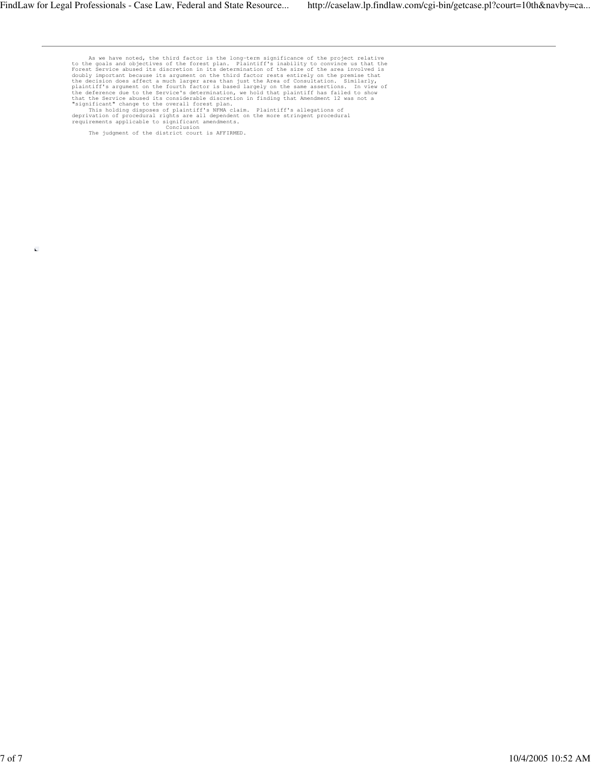As we have noted, the third factor is the long-term significance of the project relative to the goals and objectives of the forest plan. Plaintiff's inability to convince us that the Forest Service abused its discretion in its determination of the size of the area involved is doubly important because its argument on the third factor rests entirely on the premise that the decision does affect a much larger area than just the Area of Consultation. Similarly, plaintiff's argument on the fourth factor is based largely on the same assertions. In view of the deference due to the Service's determination, we hold that plaintiff has failed to show that the Service abused its considerable discretion in finding that Amendment 12 was not a "significant" change to the overall forest plan.

This holding disposes of plaintiff's NFMA claim. Plaintiff's allegations of deprivation of procedural rights are all dependent on the more stringent procedural requirements applicable to significant amendments.

## Conclusion

The judgment of the district court is AFFIRMED.